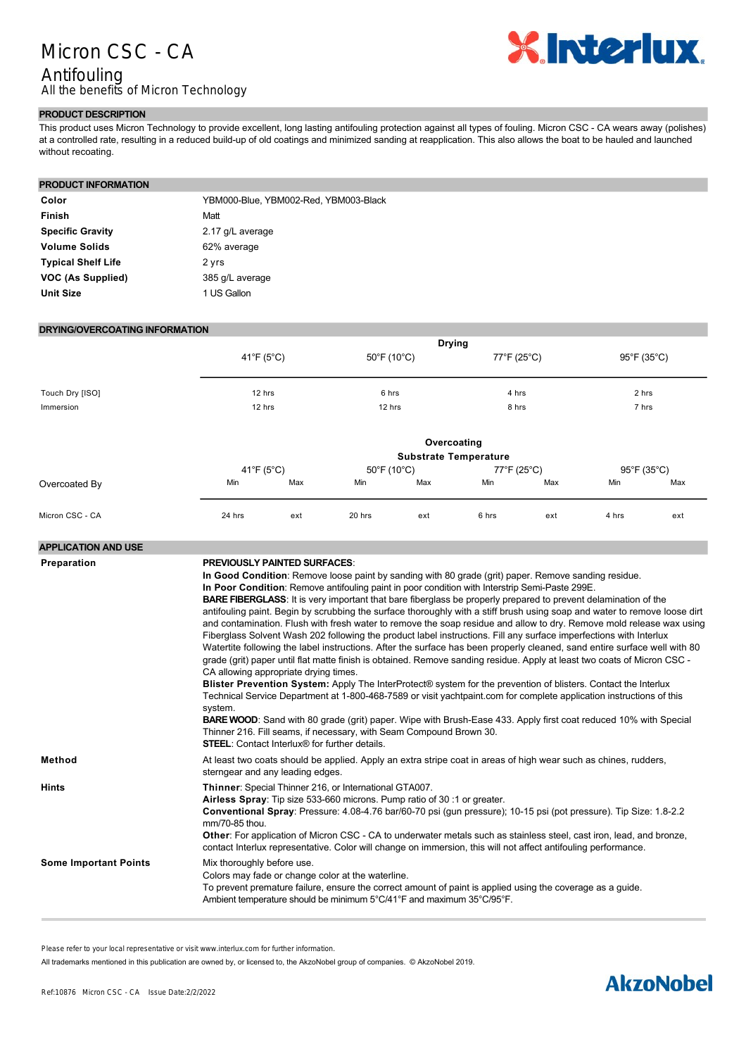# Micron CSC - CA

## Antifouling

All the benefits of Micron Technology

### PRODUCT DESCRIPTION

This product uses Micron Technology to provide excellent, long lasting antifouling protection against all types of fouling. Micron CSC - CA wears away (polishes) at a controlled rate, resulting in a reduced build-up of old coatings and minimized sanding at reapplication. This also allows the boat to be hauled and launched without recoating.

### PRODUCT INFORMATION

| | |
|---|---|
| **Color** | YBM000-Blue, YBM002-Red, YBM003-Black |
| **Finish** | Matt |
| **Specific Gravity** | 2.17 g/L average |
| **Volume Solids** | 62% average |
| **Typical Shelf Life** | 2 yrs |
| **VOC (As Supplied)** | 385 g/L average |
| **Unit Size** | 1 US Gallon |

### DRYING/OVERCOATING INFORMATION

| Drying | 41°F (5°C) | 50°F (10°C) | 77°F (25°C) | 95°F (35°C) |
|---|---|---|---|---|
| Touch Dry [ISO] | 12 hrs | 6 hrs | 4 hrs | 2 hrs |
| Immersion | 12 hrs | 12 hrs | 8 hrs | 7 hrs |

**Overcoating**

**Substrate Temperature**

| Overcoated By | 41°F (5°C) | | 50°F (10°C) | | 77°F (25°C) | | 95°F (35°C) | |
|---|---|---|---|---|---|---|---|---|
| | Min | Max | Min | Max | Min | Max | Min | Max |
| Micron CSC - CA | 24 hrs | ext | 20 hrs | ext | 6 hrs | ext | 4 hrs | ext |

### APPLICATION AND USE

**Preparation**

**PREVIOUSLY PAINTED SURFACES**:
**In Good Condition**: Remove loose paint by sanding with 80 grade (grit) paper. Remove sanding residue.
**In Poor Condition**: Remove antifouling paint in poor condition with Interstrip Semi-Paste 299E.
**BARE FIBERGLASS**: It is very important that bare fiberglass be properly prepared to prevent delamination of the antifouling paint. Begin by scrubbing the surface thoroughly with a stiff brush using soap and water to remove loose dirt and contamination. Flush with fresh water to remove the soap residue and allow to dry. Remove mold release wax using Fiberglass Solvent Wash 202 following the product label instructions. Fill any surface imperfections with Interlux Watertite following the label instructions. After the surface has been properly cleaned, sand entire surface well with 80 grade (grit) paper until flat matte finish is obtained. Remove sanding residue. Apply at least two coats of Micron CSC - CA allowing appropriate drying times.
**Blister Prevention System:** Apply The InterProtect® system for the prevention of blisters. Contact the Interlux Technical Service Department at 1-800-468-7589 or visit yachtpaint.com for complete application instructions of this system.
**BARE WOOD**: Sand with 80 grade (grit) paper. Wipe with Brush-Ease 433. Apply first coat reduced 10% with Special Thinner 216. Fill seams, if necessary, with Seam Compound Brown 30.
**STEEL**: Contact Interlux® for further details.

**Method**

At least two coats should be applied. Apply an extra stripe coat in areas of high wear such as chines, rudders, sterngear and any leading edges.

**Hints**

**Thinner**: Special Thinner 216, or International GTA007.
**Airless Spray**: Tip size 533-660 microns. Pump ratio of 30 :1 or greater.
**Conventional Spray**: Pressure: 4.08-4.76 bar/60-70 psi (gun pressure); 10-15 psi (pot pressure). Tip Size: 1.8-2.2 mm/70-85 thou.
**Other**: For application of Micron CSC - CA to underwater metals such as stainless steel, cast iron, lead, and bronze, contact Interlux representative. Color will change on immersion, this will not affect antifouling performance.

**Some Important Points**

Mix thoroughly before use.
Colors may fade or change color at the waterline.
To prevent premature failure, ensure the correct amount of paint is applied using the coverage as a guide.
Ambient temperature should be minimum 5°C/41°F and maximum 35°C/95°F.

Please refer to your local representative or visit www.interlux.com for further information.

All trademarks mentioned in this publication are owned by, or licensed to, the AkzoNobel group of companies. © AkzoNobel 2019.

Ref:10876 Micron CSC - CA Issue Date:2/2/2022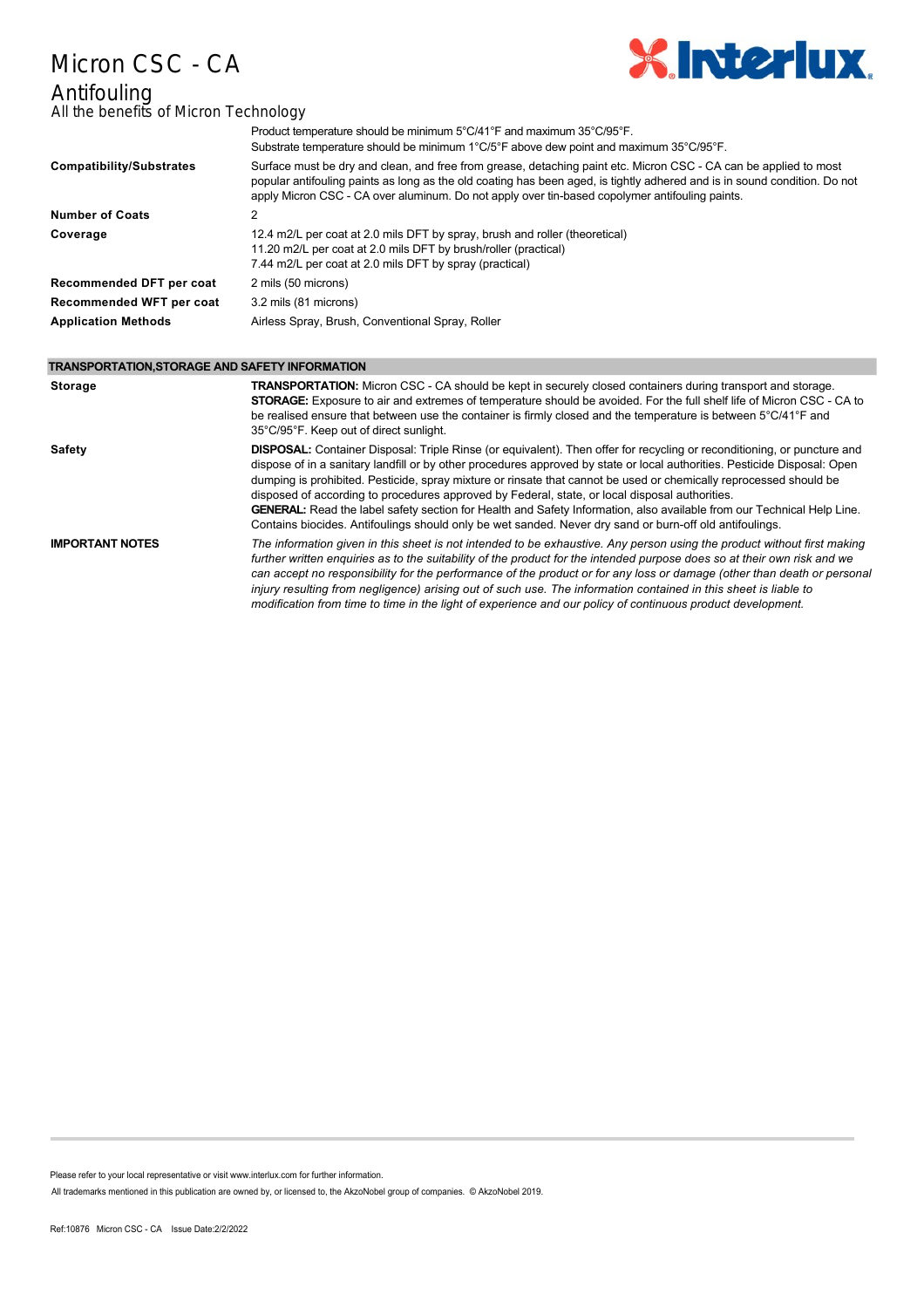| | |
|---|---|
| | Product temperature should be minimum 5°C/41°F and maximum 35°C/95°F.<br>Substrate temperature should be minimum 1°C/5°F above dew point and maximum 35°C/95°F. |
| **Compatibility/Substrates** | Surface must be dry and clean, and free from grease, detaching paint etc. Micron CSC - CA can be applied to most popular antifouling paints as long as the old coating has been aged, is tightly adhered and is in sound condition. Do not apply Micron CSC - CA over aluminum. Do not apply over tin-based copolymer antifouling paints. |
| **Number of Coats** | 2 |
| **Coverage** | 12.4 m2/L per coat at 2.0 mils DFT by spray, brush and roller (theoretical)<br>11.20 m2/L per coat at 2.0 mils DFT by brush/roller (practical)<br>7.44 m2/L per coat at 2.0 mils DFT by spray (practical) |
| **Recommended DFT per coat** | 2 mils (50 microns) |
| **Recommended WFT per coat** | 3.2 mils (81 microns) |
| **Application Methods** | Airless Spray, Brush, Conventional Spray, Roller |

## TRANSPORTATION,STORAGE AND SAFETY INFORMATION

| | |
|---|---|
| **Storage** | **TRANSPORTATION:** Micron CSC - CA should be kept in securely closed containers during transport and storage.<br>**STORAGE:** Exposure to air and extremes of temperature should be avoided. For the full shelf life of Micron CSC - CA to be realised ensure that between use the container is firmly closed and the temperature is between 5°C/41°F and 35°C/95°F. Keep out of direct sunlight. |
| **Safety** | **DISPOSAL:** Container Disposal: Triple Rinse (or equivalent). Then offer for recycling or reconditioning, or puncture and dispose of in a sanitary landfill or by other procedures approved by state or local authorities. Pesticide Disposal: Open dumping is prohibited. Pesticide, spray mixture or rinsate that cannot be used or chemically reprocessed should be disposed of according to procedures approved by Federal, state, or local disposal authorities.<br>**GENERAL:** Read the label safety section for Health and Safety Information, also available from our Technical Help Line. Contains biocides. Antifoulings should only be wet sanded. Never dry sand or burn-off old antifoulings. |
| **IMPORTANT NOTES** | *The information given in this sheet is not intended to be exhaustive. Any person using the product without first making further written enquiries as to the suitability of the product for the intended purpose does so at their own risk and we can accept no responsibility for the performance of the product or for any loss or damage (other than death or personal injury resulting from negligence) arising out of such use. The information contained in this sheet is liable to modification from time to time in the light of experience and our policy of continuous product development.* |

Please refer to your local representative or visit www.interlux.com for further information.

All trademarks mentioned in this publication are owned by, or licensed to, the AkzoNobel group of companies. © AkzoNobel 2019.

Ref:10876 Micron CSC - CA Issue Date:2/2/2022